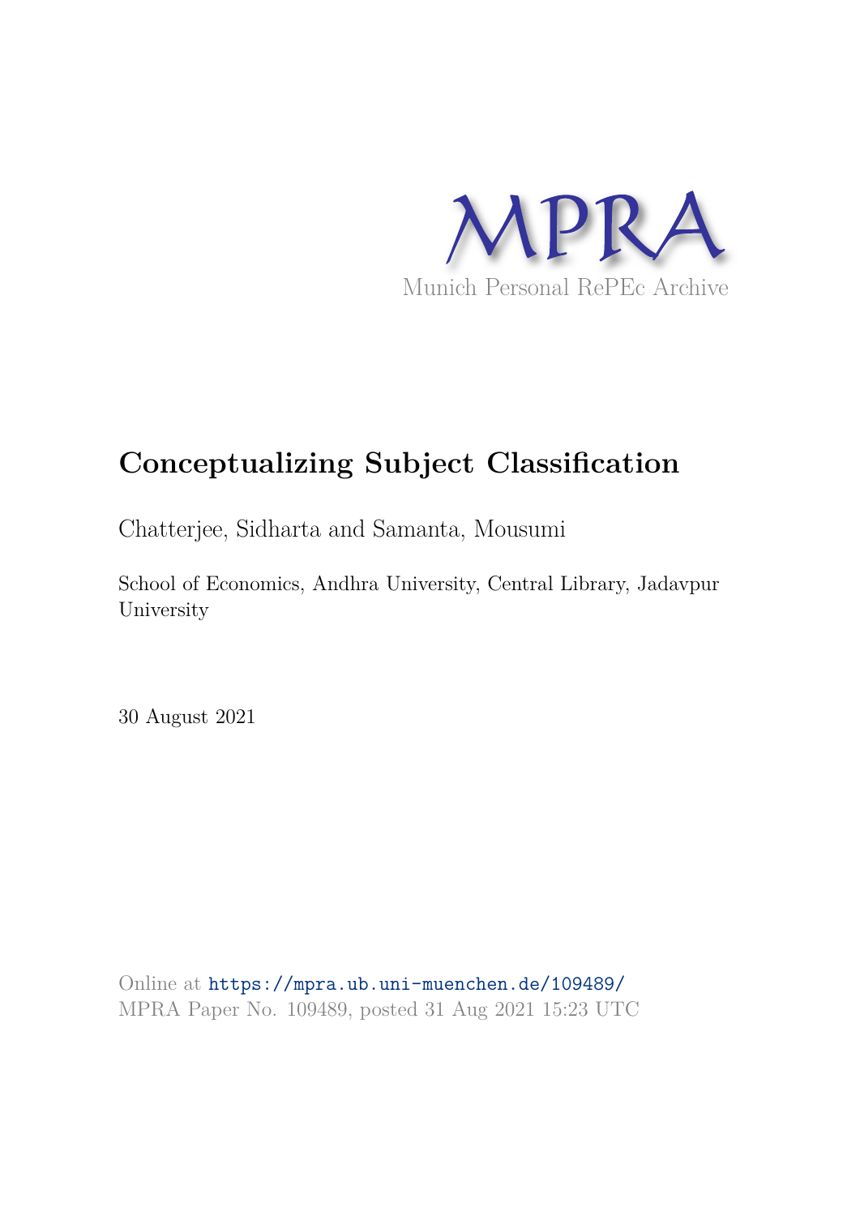MPRA

Munich Personal RePEc Archive

# Conceptualizing Subject Classification

Chatterjee, Sidharta and Samanta, Mousumi

School of Economics, Andhra University, Central Library, Jadavpur University

30 August 2021

Online at https://mpra.ub.uni-muenchen.de/109489/
MPRA Paper No. 109489, posted 31 Aug 2021 15:23 UTC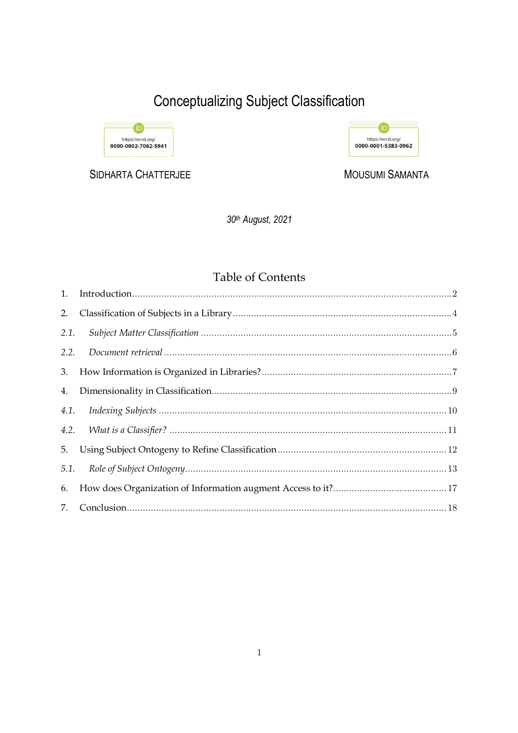# Conceptualizing Subject Classification

https://orcid.org/ 0000-0002-7062-5941

SIDHARTA CHATTERJEE

https://orcid.org/ 0000-0001-5383-0962

MOUSUMI SAMANTA

*30th August, 2021*

## Table of Contents

1. Introduction ........ 2
2. Classification of Subjects in a Library ........ 4
   - 2.1. *Subject Matter Classification* ........ 5
   - 2.2. *Document retrieval* ........ 6
3. How Information is Organized in Libraries? ........ 7
4. Dimensionality in Classification ........ 9
   - 4.1. *Indexing Subjects* ........ 10
   - 4.2. *What is a Classifier?* ........ 11
5. Using Subject Ontogeny to Refine Classification ........ 12
   - 5.1. *Role of Subject Ontogeny* ........ 13
6. How does Organization of Information augment Access to it? ........ 17
7. Conclusion ........ 18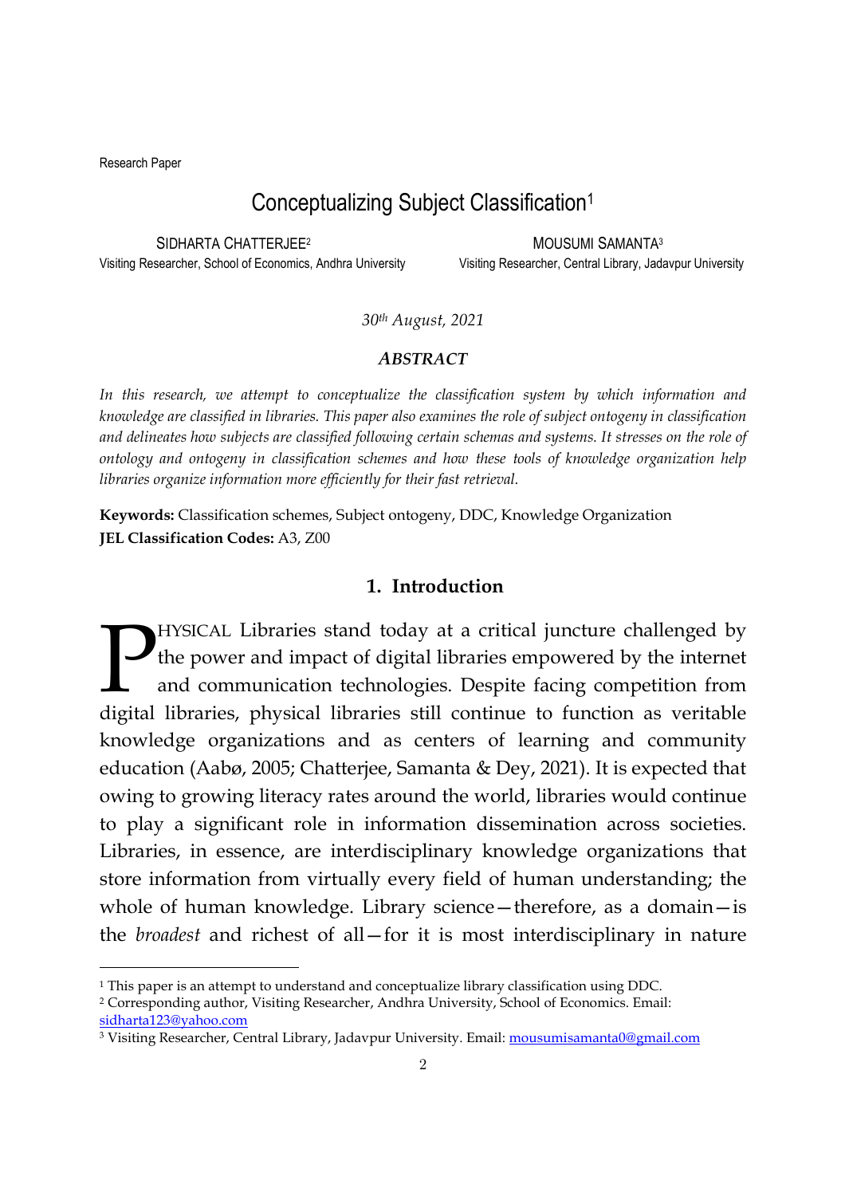Research Paper

# Conceptualizing Subject Classification[1]

SIDHARTA CHATTERJEE[2]
Visiting Researcher, School of Economics, Andhra University

MOUSUMI SAMANTA[3]
Visiting Researcher, Central Library, Jadavpur University

*30th August, 2021*

### *ABSTRACT*

*In this research, we attempt to conceptualize the classification system by which information and knowledge are classified in libraries. This paper also examines the role of subject ontogeny in classification and delineates how subjects are classified following certain schemas and systems. It stresses on the role of ontology and ontogeny in classification schemes and how these tools of knowledge organization help libraries organize information more efficiently for their fast retrieval.*

**Keywords:** Classification schemes, Subject ontogeny, DDC, Knowledge Organization
**JEL Classification Codes:** A3, Z00

## 1. Introduction

PHYSICAL Libraries stand today at a critical juncture challenged by the power and impact of digital libraries empowered by the internet and communication technologies. Despite facing competition from digital libraries, physical libraries still continue to function as veritable knowledge organizations and as centers of learning and community education (Aabø, 2005; Chatterjee, Samanta & Dey, 2021). It is expected that owing to growing literacy rates around the world, libraries would continue to play a significant role in information dissemination across societies. Libraries, in essence, are interdisciplinary knowledge organizations that store information from virtually every field of human understanding; the whole of human knowledge. Library science—therefore, as a domain—is the *broadest* and richest of all—for it is most interdisciplinary in nature

---

[1] This paper is an attempt to understand and conceptualize library classification using DDC.
[2] Corresponding author, Visiting Researcher, Andhra University, School of Economics. Email: sidharta123@yahoo.com
[3] Visiting Researcher, Central Library, Jadavpur University. Email: mousumisamanta0@gmail.com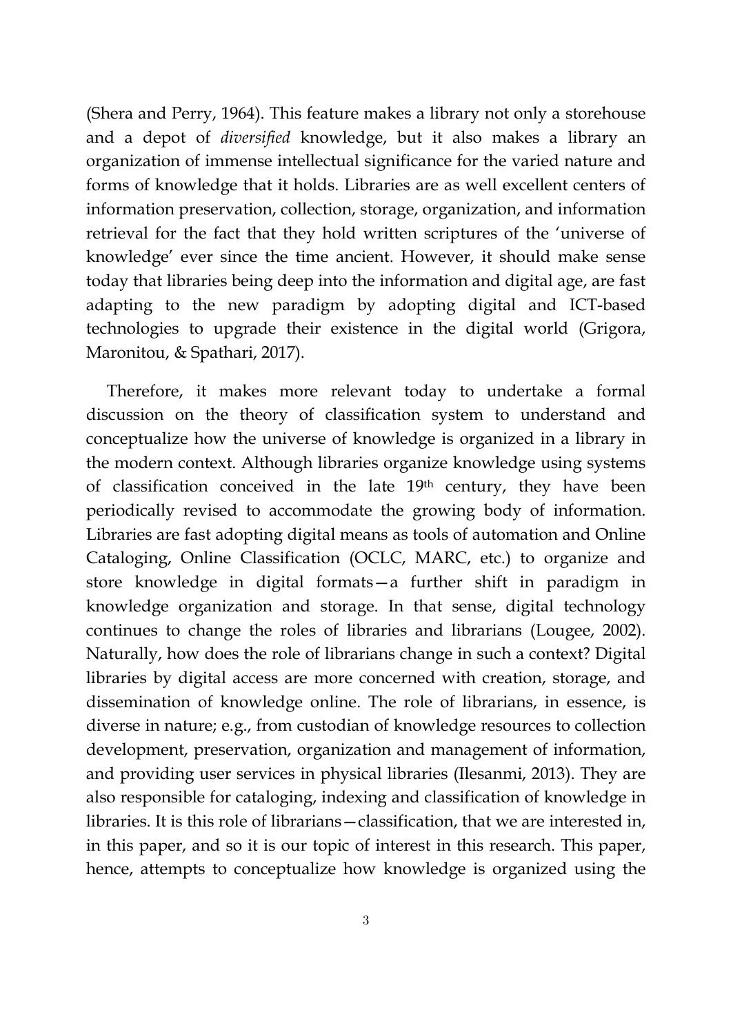(Shera and Perry, 1964). This feature makes a library not only a storehouse and a depot of *diversified* knowledge, but it also makes a library an organization of immense intellectual significance for the varied nature and forms of knowledge that it holds. Libraries are as well excellent centers of information preservation, collection, storage, organization, and information retrieval for the fact that they hold written scriptures of the 'universe of knowledge' ever since the time ancient. However, it should make sense today that libraries being deep into the information and digital age, are fast adapting to the new paradigm by adopting digital and ICT-based technologies to upgrade their existence in the digital world (Grigora, Maronitou, & Spathari, 2017).

Therefore, it makes more relevant today to undertake a formal discussion on the theory of classification system to understand and conceptualize how the universe of knowledge is organized in a library in the modern context. Although libraries organize knowledge using systems of classification conceived in the late 19th century, they have been periodically revised to accommodate the growing body of information. Libraries are fast adopting digital means as tools of automation and Online Cataloging, Online Classification (OCLC, MARC, etc.) to organize and store knowledge in digital formats—a further shift in paradigm in knowledge organization and storage. In that sense, digital technology continues to change the roles of libraries and librarians (Lougee, 2002). Naturally, how does the role of librarians change in such a context? Digital libraries by digital access are more concerned with creation, storage, and dissemination of knowledge online. The role of librarians, in essence, is diverse in nature; e.g., from custodian of knowledge resources to collection development, preservation, organization and management of information, and providing user services in physical libraries (Ilesanmi, 2013). They are also responsible for cataloging, indexing and classification of knowledge in libraries. It is this role of librarians—classification, that we are interested in, in this paper, and so it is our topic of interest in this research. This paper, hence, attempts to conceptualize how knowledge is organized using the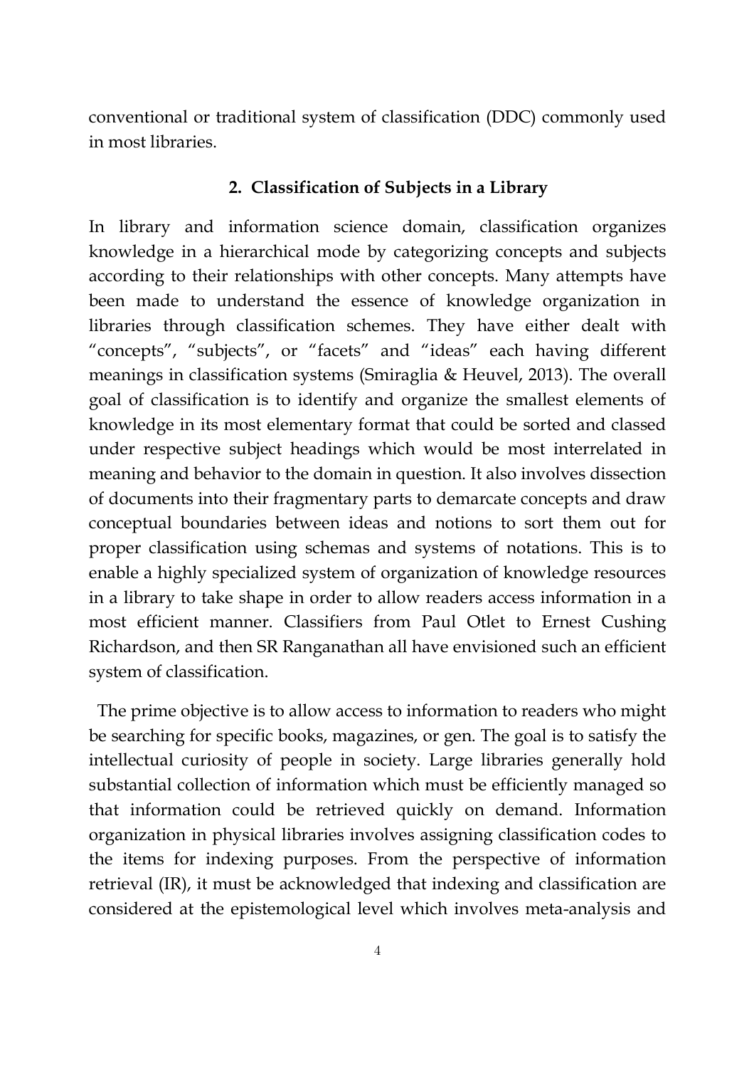conventional or traditional system of classification (DDC) commonly used in most libraries.

## 2. Classification of Subjects in a Library

In library and information science domain, classification organizes knowledge in a hierarchical mode by categorizing concepts and subjects according to their relationships with other concepts. Many attempts have been made to understand the essence of knowledge organization in libraries through classification schemes. They have either dealt with "concepts", "subjects", or "facets" and "ideas" each having different meanings in classification systems (Smiraglia & Heuvel, 2013). The overall goal of classification is to identify and organize the smallest elements of knowledge in its most elementary format that could be sorted and classed under respective subject headings which would be most interrelated in meaning and behavior to the domain in question. It also involves dissection of documents into their fragmentary parts to demarcate concepts and draw conceptual boundaries between ideas and notions to sort them out for proper classification using schemas and systems of notations. This is to enable a highly specialized system of organization of knowledge resources in a library to take shape in order to allow readers access information in a most efficient manner. Classifiers from Paul Otlet to Ernest Cushing Richardson, and then SR Ranganathan all have envisioned such an efficient system of classification.

The prime objective is to allow access to information to readers who might be searching for specific books, magazines, or gen. The goal is to satisfy the intellectual curiosity of people in society. Large libraries generally hold substantial collection of information which must be efficiently managed so that information could be retrieved quickly on demand. Information organization in physical libraries involves assigning classification codes to the items for indexing purposes. From the perspective of information retrieval (IR), it must be acknowledged that indexing and classification are considered at the epistemological level which involves meta-analysis and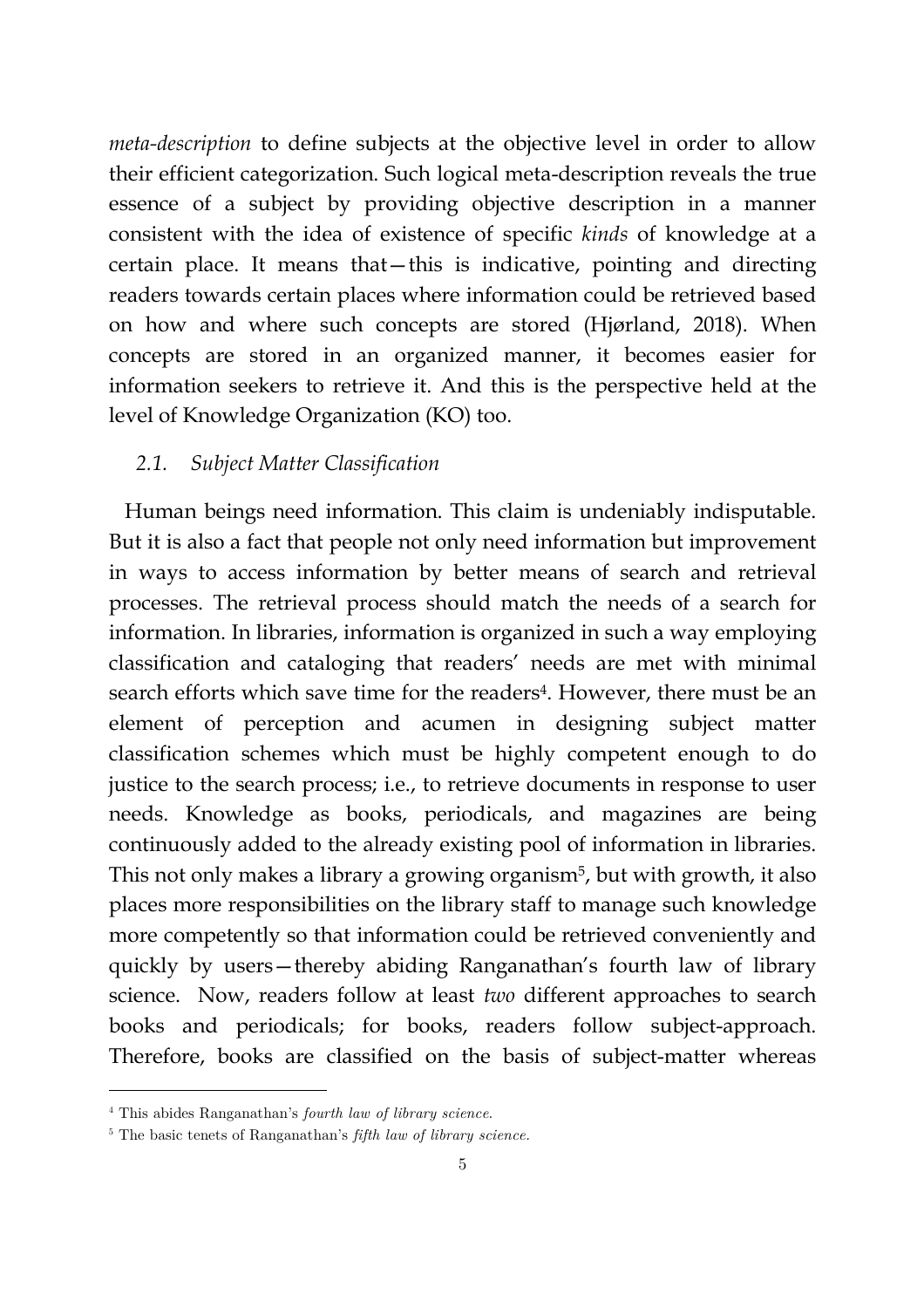*meta-description* to define subjects at the objective level in order to allow their efficient categorization. Such logical meta-description reveals the true essence of a subject by providing objective description in a manner consistent with the idea of existence of specific *kinds* of knowledge at a certain place. It means that—this is indicative, pointing and directing readers towards certain places where information could be retrieved based on how and where such concepts are stored (Hjørland, 2018). When concepts are stored in an organized manner, it becomes easier for information seekers to retrieve it. And this is the perspective held at the level of Knowledge Organization (KO) too.

### *2.1. Subject Matter Classification*

Human beings need information. This claim is undeniably indisputable. But it is also a fact that people not only need information but improvement in ways to access information by better means of search and retrieval processes. The retrieval process should match the needs of a search for information. In libraries, information is organized in such a way employing classification and cataloging that readers' needs are met with minimal search efforts which save time for the readers[4]. However, there must be an element of perception and acumen in designing subject matter classification schemes which must be highly competent enough to do justice to the search process; i.e., to retrieve documents in response to user needs. Knowledge as books, periodicals, and magazines are being continuously added to the already existing pool of information in libraries. This not only makes a library a growing organism[5], but with growth, it also places more responsibilities on the library staff to manage such knowledge more competently so that information could be retrieved conveniently and quickly by users—thereby abiding Ranganathan's fourth law of library science. Now, readers follow at least *two* different approaches to search books and periodicals; for books, readers follow subject-approach. Therefore, books are classified on the basis of subject-matter whereas

[4] This abides Ranganathan's *fourth law of library science*.

[5] The basic tenets of Ranganathan's *fifth law of library science*.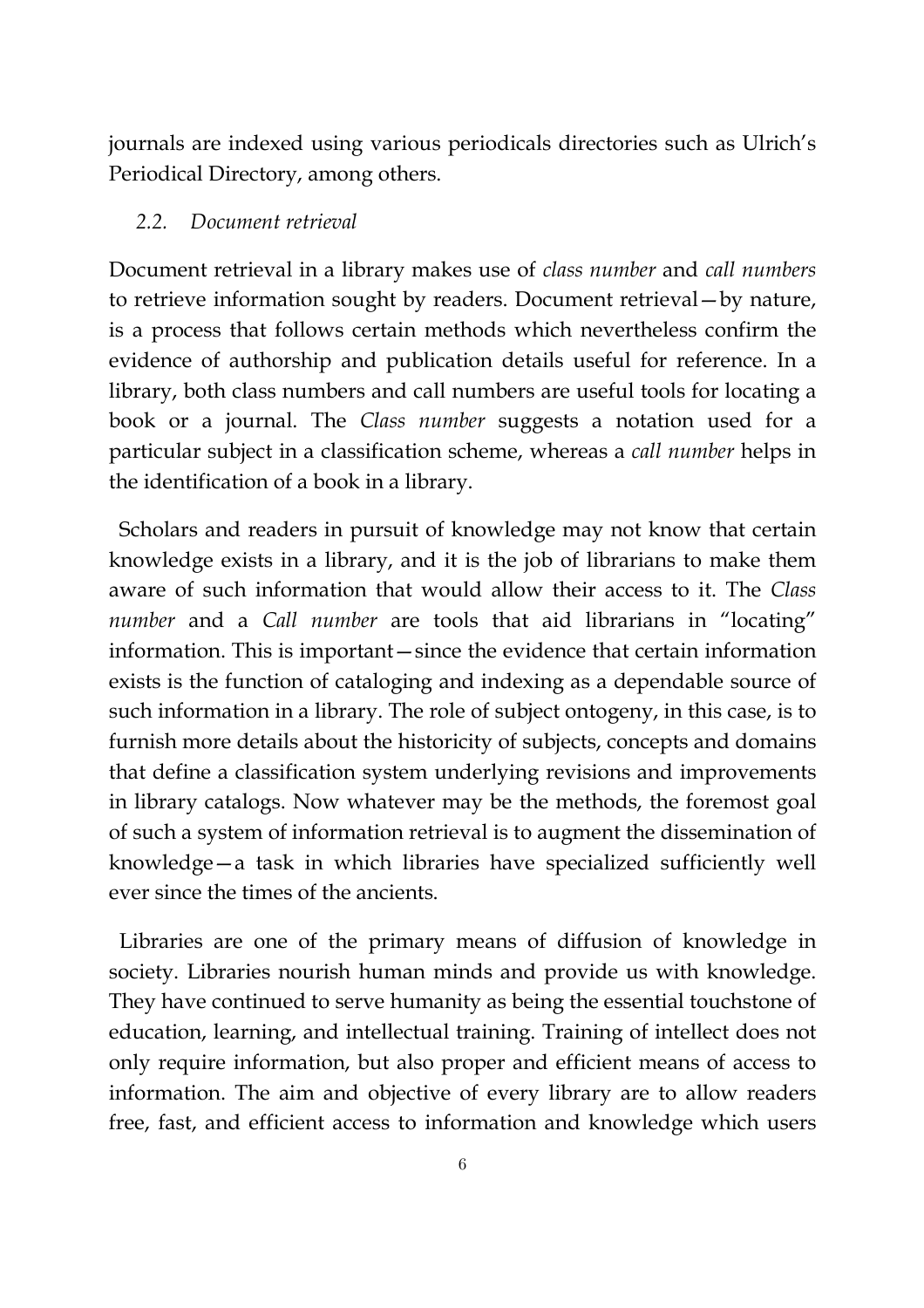journals are indexed using various periodicals directories such as Ulrich's Periodical Directory, among others.

### *2.2. Document retrieval*

Document retrieval in a library makes use of *class number* and *call numbers* to retrieve information sought by readers. Document retrieval—by nature, is a process that follows certain methods which nevertheless confirm the evidence of authorship and publication details useful for reference. In a library, both class numbers and call numbers are useful tools for locating a book or a journal. The *Class number* suggests a notation used for a particular subject in a classification scheme, whereas a *call number* helps in the identification of a book in a library.

Scholars and readers in pursuit of knowledge may not know that certain knowledge exists in a library, and it is the job of librarians to make them aware of such information that would allow their access to it. The *Class number* and a *Call number* are tools that aid librarians in "locating" information. This is important—since the evidence that certain information exists is the function of cataloging and indexing as a dependable source of such information in a library. The role of subject ontogeny, in this case, is to furnish more details about the historicity of subjects, concepts and domains that define a classification system underlying revisions and improvements in library catalogs. Now whatever may be the methods, the foremost goal of such a system of information retrieval is to augment the dissemination of knowledge—a task in which libraries have specialized sufficiently well ever since the times of the ancients.

Libraries are one of the primary means of diffusion of knowledge in society. Libraries nourish human minds and provide us with knowledge. They have continued to serve humanity as being the essential touchstone of education, learning, and intellectual training. Training of intellect does not only require information, but also proper and efficient means of access to information. The aim and objective of every library are to allow readers free, fast, and efficient access to information and knowledge which users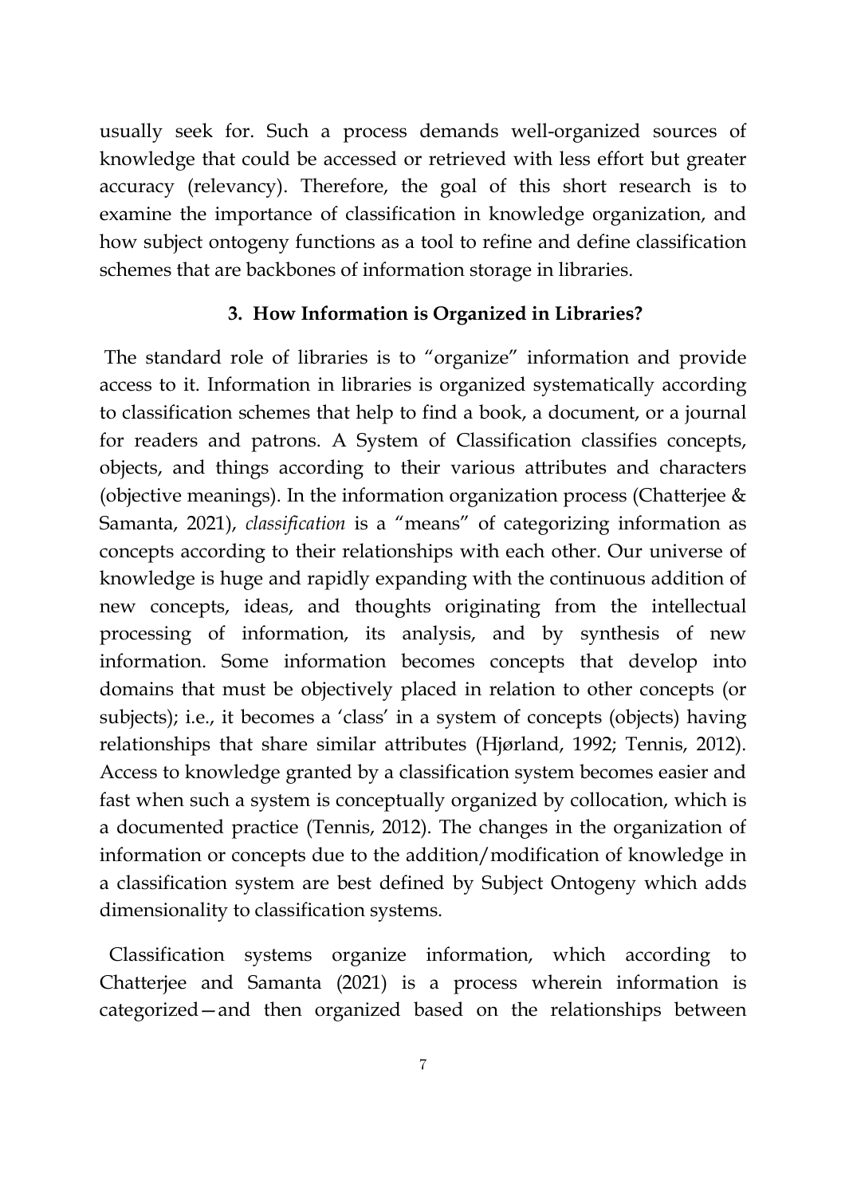usually seek for. Such a process demands well-organized sources of knowledge that could be accessed or retrieved with less effort but greater accuracy (relevancy). Therefore, the goal of this short research is to examine the importance of classification in knowledge organization, and how subject ontogeny functions as a tool to refine and define classification schemes that are backbones of information storage in libraries.

## 3. How Information is Organized in Libraries?

The standard role of libraries is to "organize" information and provide access to it. Information in libraries is organized systematically according to classification schemes that help to find a book, a document, or a journal for readers and patrons. A System of Classification classifies concepts, objects, and things according to their various attributes and characters (objective meanings). In the information organization process (Chatterjee & Samanta, 2021), *classification* is a "means" of categorizing information as concepts according to their relationships with each other. Our universe of knowledge is huge and rapidly expanding with the continuous addition of new concepts, ideas, and thoughts originating from the intellectual processing of information, its analysis, and by synthesis of new information. Some information becomes concepts that develop into domains that must be objectively placed in relation to other concepts (or subjects); i.e., it becomes a 'class' in a system of concepts (objects) having relationships that share similar attributes (Hjørland, 1992; Tennis, 2012). Access to knowledge granted by a classification system becomes easier and fast when such a system is conceptually organized by collocation, which is a documented practice (Tennis, 2012). The changes in the organization of information or concepts due to the addition/modification of knowledge in a classification system are best defined by Subject Ontogeny which adds dimensionality to classification systems.

Classification systems organize information, which according to Chatterjee and Samanta (2021) is a process wherein information is categorized—and then organized based on the relationships between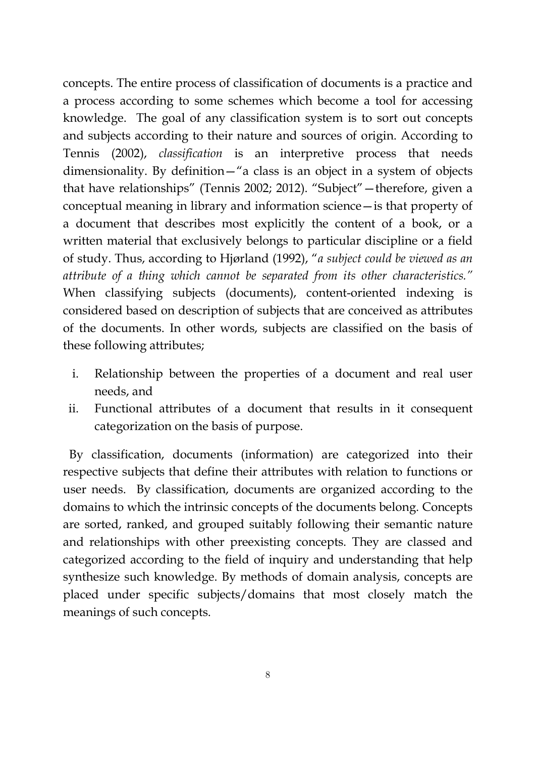concepts. The entire process of classification of documents is a practice and a process according to some schemes which become a tool for accessing knowledge. The goal of any classification system is to sort out concepts and subjects according to their nature and sources of origin. According to Tennis (2002), *classification* is an interpretive process that needs dimensionality. By definition—"a class is an object in a system of objects that have relationships" (Tennis 2002; 2012). "Subject"—therefore, given a conceptual meaning in library and information science—is that property of a document that describes most explicitly the content of a book, or a written material that exclusively belongs to particular discipline or a field of study. Thus, according to Hjørland (1992), "*a subject could be viewed as an attribute of a thing which cannot be separated from its other characteristics.*" When classifying subjects (documents), content-oriented indexing is considered based on description of subjects that are conceived as attributes of the documents. In other words, subjects are classified on the basis of these following attributes;

i. Relationship between the properties of a document and real user needs, and
ii. Functional attributes of a document that results in it consequent categorization on the basis of purpose.

By classification, documents (information) are categorized into their respective subjects that define their attributes with relation to functions or user needs. By classification, documents are organized according to the domains to which the intrinsic concepts of the documents belong. Concepts are sorted, ranked, and grouped suitably following their semantic nature and relationships with other preexisting concepts. They are classed and categorized according to the field of inquiry and understanding that help synthesize such knowledge. By methods of domain analysis, concepts are placed under specific subjects/domains that most closely match the meanings of such concepts.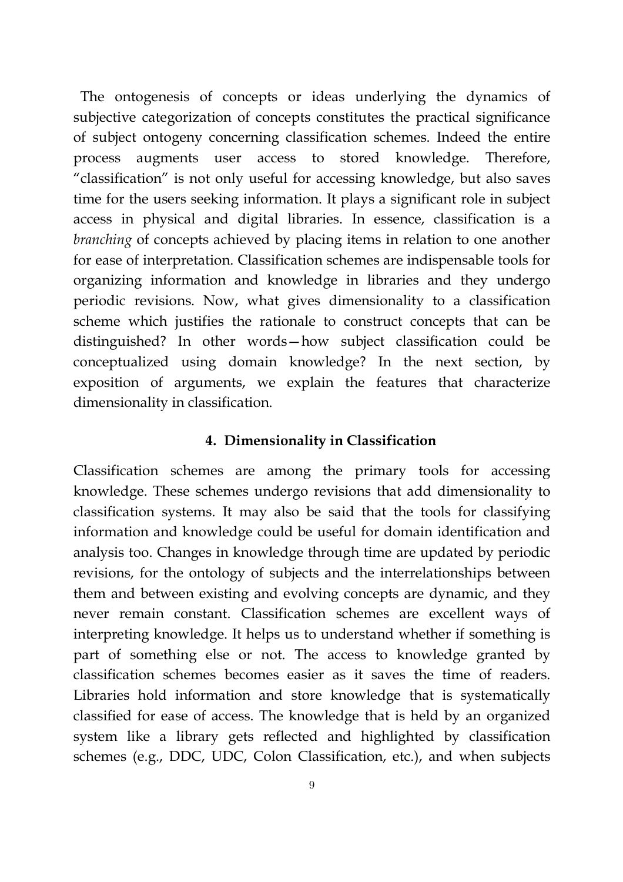The ontogenesis of concepts or ideas underlying the dynamics of subjective categorization of concepts constitutes the practical significance of subject ontogeny concerning classification schemes. Indeed the entire process augments user access to stored knowledge. Therefore, "classification" is not only useful for accessing knowledge, but also saves time for the users seeking information. It plays a significant role in subject access in physical and digital libraries. In essence, classification is a *branching* of concepts achieved by placing items in relation to one another for ease of interpretation. Classification schemes are indispensable tools for organizing information and knowledge in libraries and they undergo periodic revisions. Now, what gives dimensionality to a classification scheme which justifies the rationale to construct concepts that can be distinguished? In other words—how subject classification could be conceptualized using domain knowledge? In the next section, by exposition of arguments, we explain the features that characterize dimensionality in classification.

## 4. Dimensionality in Classification

Classification schemes are among the primary tools for accessing knowledge. These schemes undergo revisions that add dimensionality to classification systems. It may also be said that the tools for classifying information and knowledge could be useful for domain identification and analysis too. Changes in knowledge through time are updated by periodic revisions, for the ontology of subjects and the interrelationships between them and between existing and evolving concepts are dynamic, and they never remain constant. Classification schemes are excellent ways of interpreting knowledge. It helps us to understand whether if something is part of something else or not. The access to knowledge granted by classification schemes becomes easier as it saves the time of readers. Libraries hold information and store knowledge that is systematically classified for ease of access. The knowledge that is held by an organized system like a library gets reflected and highlighted by classification schemes (e.g., DDC, UDC, Colon Classification, etc.), and when subjects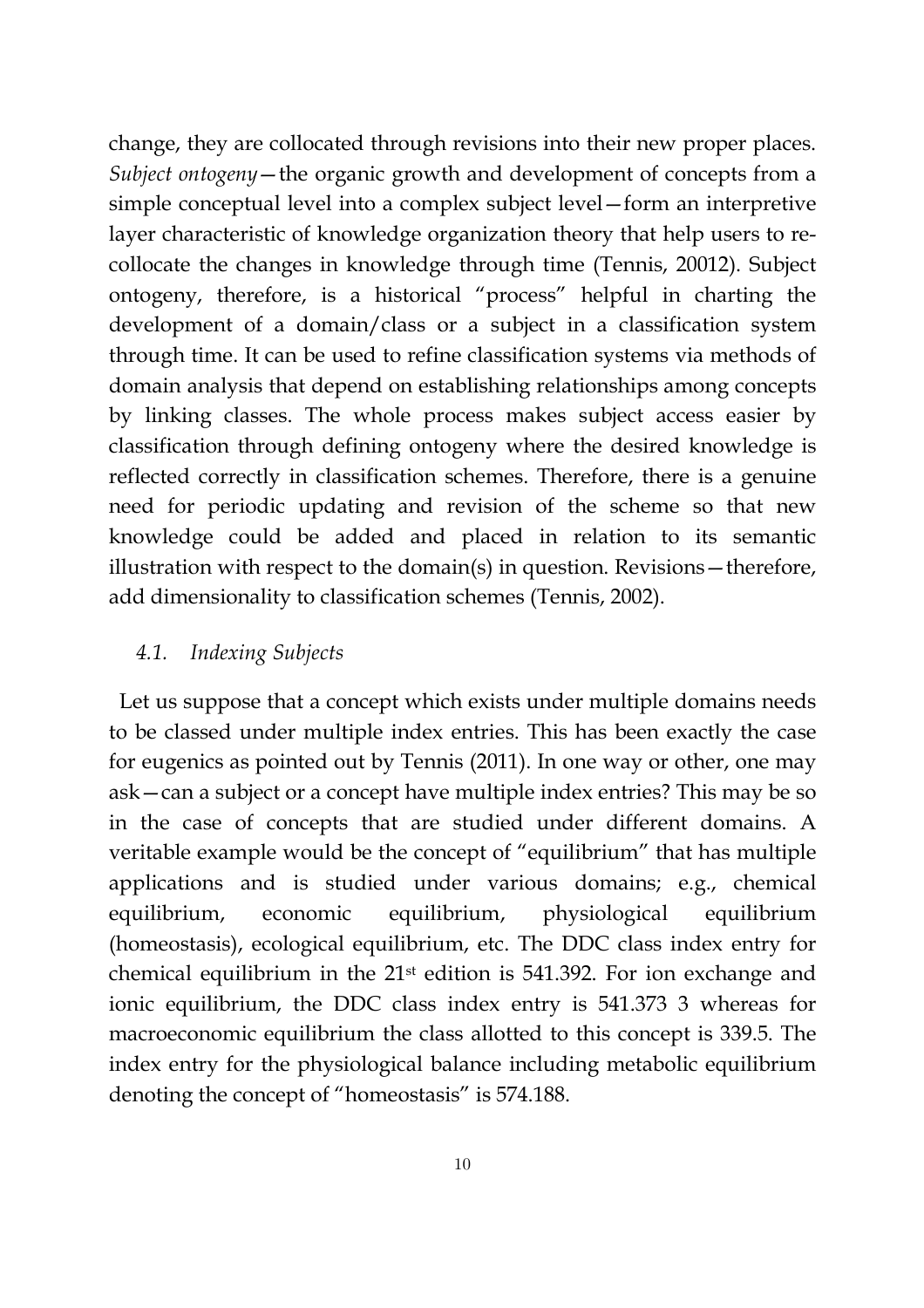change, they are collocated through revisions into their new proper places. *Subject ontogeny*—the organic growth and development of concepts from a simple conceptual level into a complex subject level—form an interpretive layer characteristic of knowledge organization theory that help users to re-collocate the changes in knowledge through time (Tennis, 20012). Subject ontogeny, therefore, is a historical "process" helpful in charting the development of a domain/class or a subject in a classification system through time. It can be used to refine classification systems via methods of domain analysis that depend on establishing relationships among concepts by linking classes. The whole process makes subject access easier by classification through defining ontogeny where the desired knowledge is reflected correctly in classification schemes. Therefore, there is a genuine need for periodic updating and revision of the scheme so that new knowledge could be added and placed in relation to its semantic illustration with respect to the domain(s) in question. Revisions—therefore, add dimensionality to classification schemes (Tennis, 2002).

### *4.1. Indexing Subjects*

Let us suppose that a concept which exists under multiple domains needs to be classed under multiple index entries. This has been exactly the case for eugenics as pointed out by Tennis (2011). In one way or other, one may ask—can a subject or a concept have multiple index entries? This may be so in the case of concepts that are studied under different domains. A veritable example would be the concept of "equilibrium" that has multiple applications and is studied under various domains; e.g., chemical equilibrium, economic equilibrium, physiological equilibrium (homeostasis), ecological equilibrium, etc. The DDC class index entry for chemical equilibrium in the 21st edition is 541.392. For ion exchange and ionic equilibrium, the DDC class index entry is 541.373 3 whereas for macroeconomic equilibrium the class allotted to this concept is 339.5. The index entry for the physiological balance including metabolic equilibrium denoting the concept of "homeostasis" is 574.188.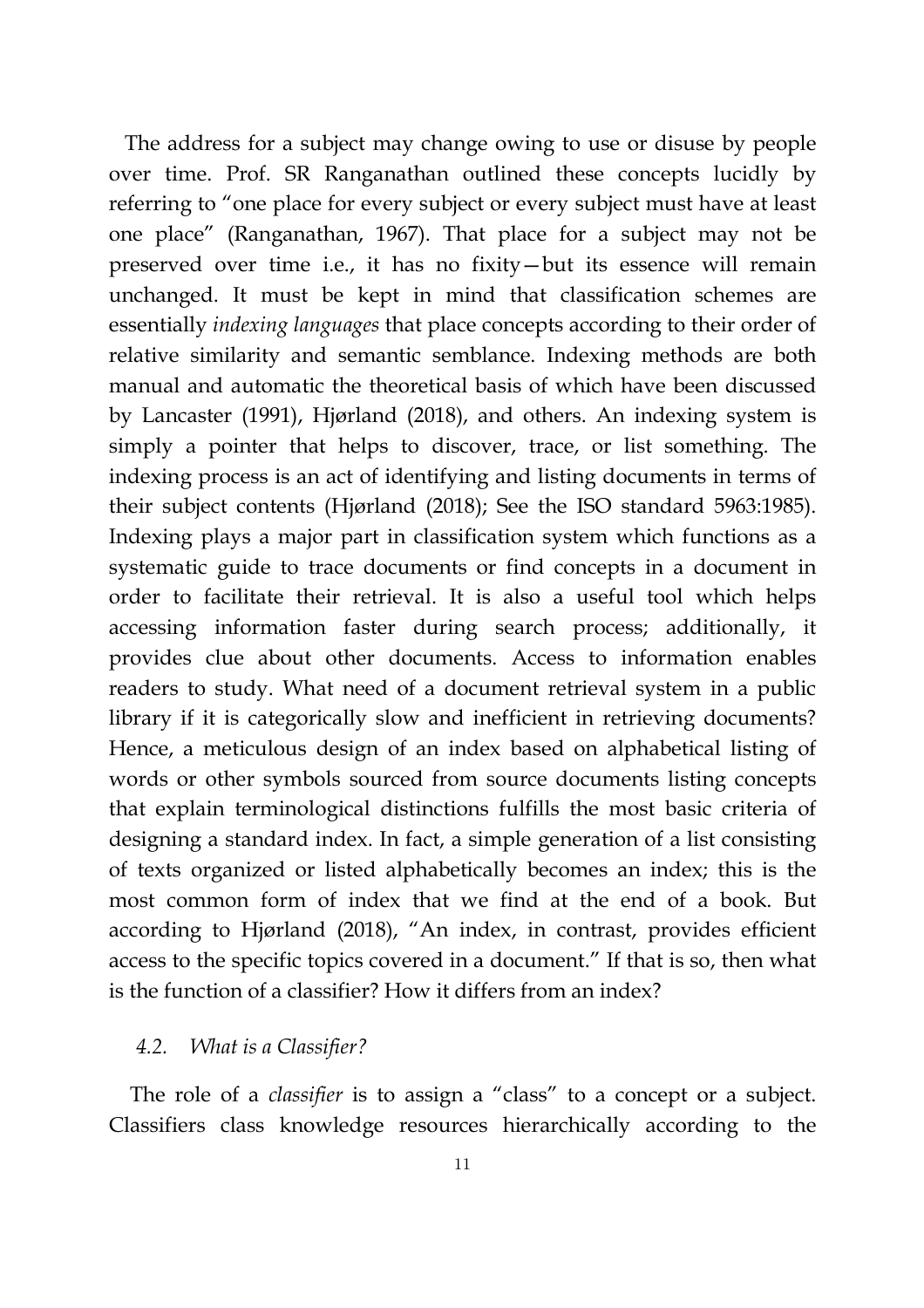The address for a subject may change owing to use or disuse by people over time. Prof. SR Ranganathan outlined these concepts lucidly by referring to "one place for every subject or every subject must have at least one place" (Ranganathan, 1967). That place for a subject may not be preserved over time i.e., it has no fixity—but its essence will remain unchanged. It must be kept in mind that classification schemes are essentially *indexing languages* that place concepts according to their order of relative similarity and semantic semblance. Indexing methods are both manual and automatic the theoretical basis of which have been discussed by Lancaster (1991), Hjørland (2018), and others. An indexing system is simply a pointer that helps to discover, trace, or list something. The indexing process is an act of identifying and listing documents in terms of their subject contents (Hjørland (2018); See the ISO standard 5963:1985). Indexing plays a major part in classification system which functions as a systematic guide to trace documents or find concepts in a document in order to facilitate their retrieval. It is also a useful tool which helps accessing information faster during search process; additionally, it provides clue about other documents. Access to information enables readers to study. What need of a document retrieval system in a public library if it is categorically slow and inefficient in retrieving documents? Hence, a meticulous design of an index based on alphabetical listing of words or other symbols sourced from source documents listing concepts that explain terminological distinctions fulfills the most basic criteria of designing a standard index. In fact, a simple generation of a list consisting of texts organized or listed alphabetically becomes an index; this is the most common form of index that we find at the end of a book. But according to Hjørland (2018), "An index, in contrast, provides efficient access to the specific topics covered in a document." If that is so, then what is the function of a classifier? How it differs from an index?

### 4.2. *What is a Classifier?*

The role of a *classifier* is to assign a "class" to a concept or a subject. Classifiers class knowledge resources hierarchically according to the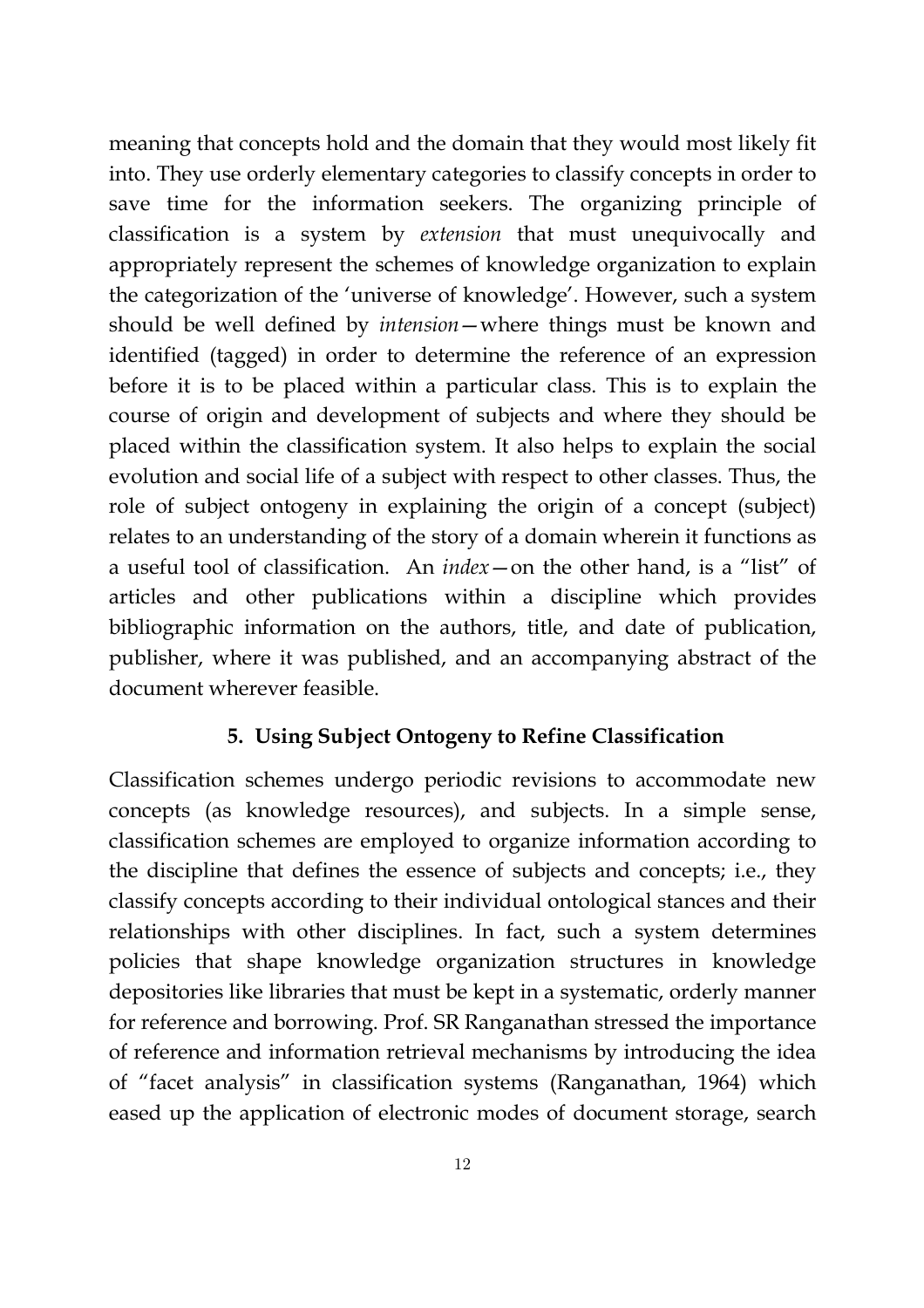meaning that concepts hold and the domain that they would most likely fit into. They use orderly elementary categories to classify concepts in order to save time for the information seekers. The organizing principle of classification is a system by *extension* that must unequivocally and appropriately represent the schemes of knowledge organization to explain the categorization of the 'universe of knowledge'. However, such a system should be well defined by *intension*—where things must be known and identified (tagged) in order to determine the reference of an expression before it is to be placed within a particular class. This is to explain the course of origin and development of subjects and where they should be placed within the classification system. It also helps to explain the social evolution and social life of a subject with respect to other classes. Thus, the role of subject ontogeny in explaining the origin of a concept (subject) relates to an understanding of the story of a domain wherein it functions as a useful tool of classification. An *index*—on the other hand, is a "list" of articles and other publications within a discipline which provides bibliographic information on the authors, title, and date of publication, publisher, where it was published, and an accompanying abstract of the document wherever feasible.

## 5. Using Subject Ontogeny to Refine Classification

Classification schemes undergo periodic revisions to accommodate new concepts (as knowledge resources), and subjects. In a simple sense, classification schemes are employed to organize information according to the discipline that defines the essence of subjects and concepts; i.e., they classify concepts according to their individual ontological stances and their relationships with other disciplines. In fact, such a system determines policies that shape knowledge organization structures in knowledge depositories like libraries that must be kept in a systematic, orderly manner for reference and borrowing. Prof. SR Ranganathan stressed the importance of reference and information retrieval mechanisms by introducing the idea of "facet analysis" in classification systems (Ranganathan, 1964) which eased up the application of electronic modes of document storage, search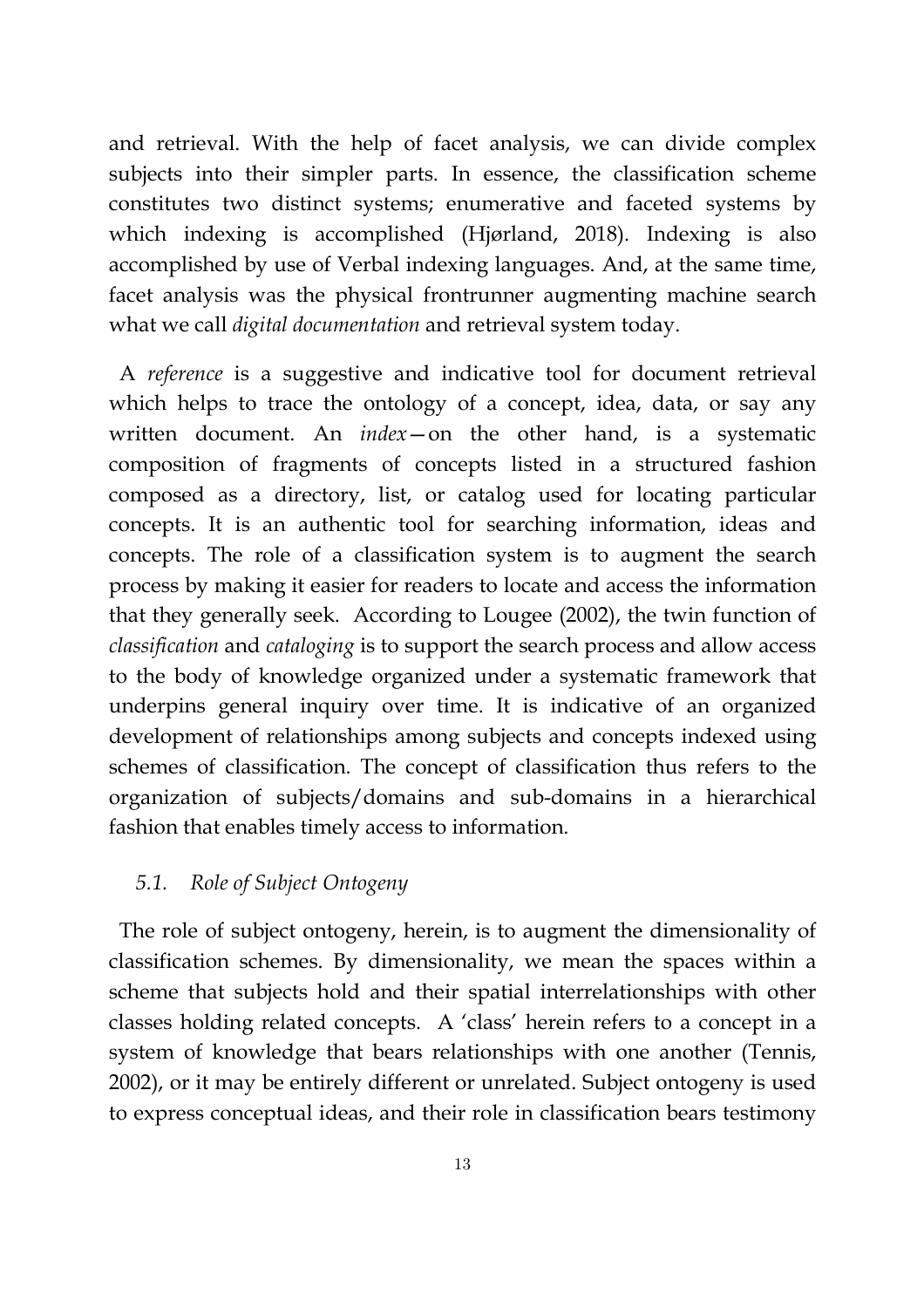and retrieval. With the help of facet analysis, we can divide complex subjects into their simpler parts. In essence, the classification scheme constitutes two distinct systems; enumerative and faceted systems by which indexing is accomplished (Hjørland, 2018). Indexing is also accomplished by use of Verbal indexing languages. And, at the same time, facet analysis was the physical frontrunner augmenting machine search what we call *digital documentation* and retrieval system today.

A *reference* is a suggestive and indicative tool for document retrieval which helps to trace the ontology of a concept, idea, data, or say any written document. An *index*—on the other hand, is a systematic composition of fragments of concepts listed in a structured fashion composed as a directory, list, or catalog used for locating particular concepts. It is an authentic tool for searching information, ideas and concepts. The role of a classification system is to augment the search process by making it easier for readers to locate and access the information that they generally seek. According to Lougee (2002), the twin function of *classification* and *cataloging* is to support the search process and allow access to the body of knowledge organized under a systematic framework that underpins general inquiry over time. It is indicative of an organized development of relationships among subjects and concepts indexed using schemes of classification. The concept of classification thus refers to the organization of subjects/domains and sub-domains in a hierarchical fashion that enables timely access to information.

### *5.1. Role of Subject Ontogeny*

The role of subject ontogeny, herein, is to augment the dimensionality of classification schemes. By dimensionality, we mean the spaces within a scheme that subjects hold and their spatial interrelationships with other classes holding related concepts. A 'class' herein refers to a concept in a system of knowledge that bears relationships with one another (Tennis, 2002), or it may be entirely different or unrelated. Subject ontogeny is used to express conceptual ideas, and their role in classification bears testimony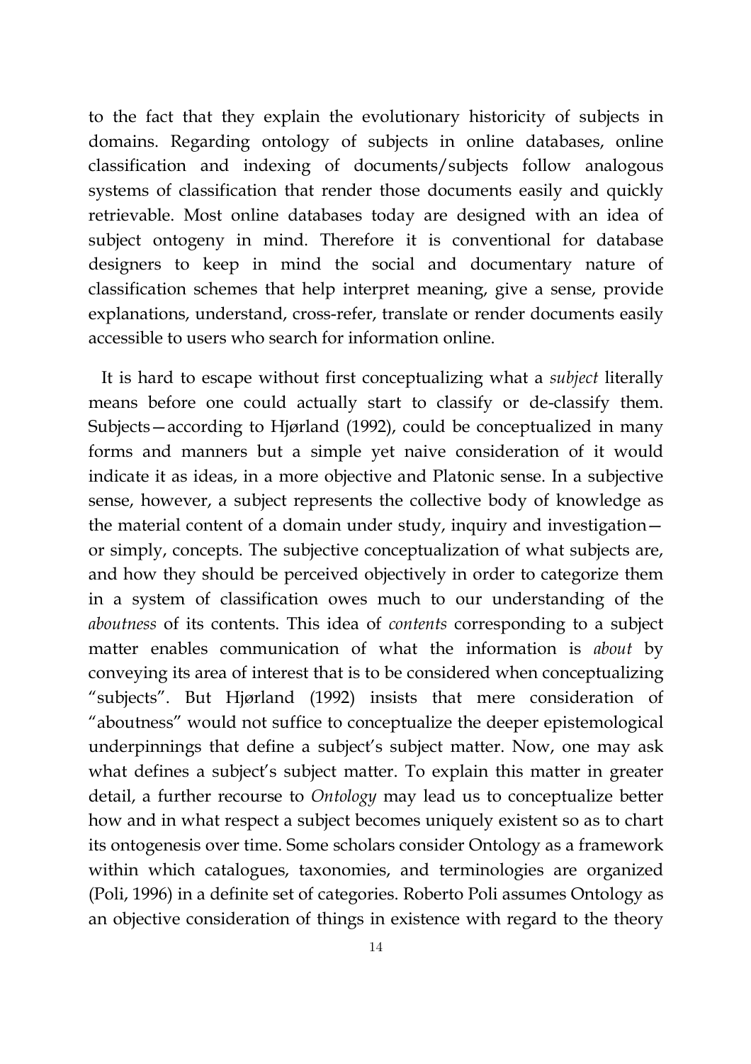to the fact that they explain the evolutionary historicity of subjects in domains. Regarding ontology of subjects in online databases, online classification and indexing of documents/subjects follow analogous systems of classification that render those documents easily and quickly retrievable. Most online databases today are designed with an idea of subject ontogeny in mind. Therefore it is conventional for database designers to keep in mind the social and documentary nature of classification schemes that help interpret meaning, give a sense, provide explanations, understand, cross-refer, translate or render documents easily accessible to users who search for information online.

It is hard to escape without first conceptualizing what a *subject* literally means before one could actually start to classify or de-classify them. Subjects—according to Hjørland (1992), could be conceptualized in many forms and manners but a simple yet naive consideration of it would indicate it as ideas, in a more objective and Platonic sense. In a subjective sense, however, a subject represents the collective body of knowledge as the material content of a domain under study, inquiry and investigation—or simply, concepts. The subjective conceptualization of what subjects are, and how they should be perceived objectively in order to categorize them in a system of classification owes much to our understanding of the *aboutness* of its contents. This idea of *contents* corresponding to a subject matter enables communication of what the information is *about* by conveying its area of interest that is to be considered when conceptualizing "subjects". But Hjørland (1992) insists that mere consideration of "aboutness" would not suffice to conceptualize the deeper epistemological underpinnings that define a subject's subject matter. Now, one may ask what defines a subject's subject matter. To explain this matter in greater detail, a further recourse to *Ontology* may lead us to conceptualize better how and in what respect a subject becomes uniquely existent so as to chart its ontogenesis over time. Some scholars consider Ontology as a framework within which catalogues, taxonomies, and terminologies are organized (Poli, 1996) in a definite set of categories. Roberto Poli assumes Ontology as an objective consideration of things in existence with regard to the theory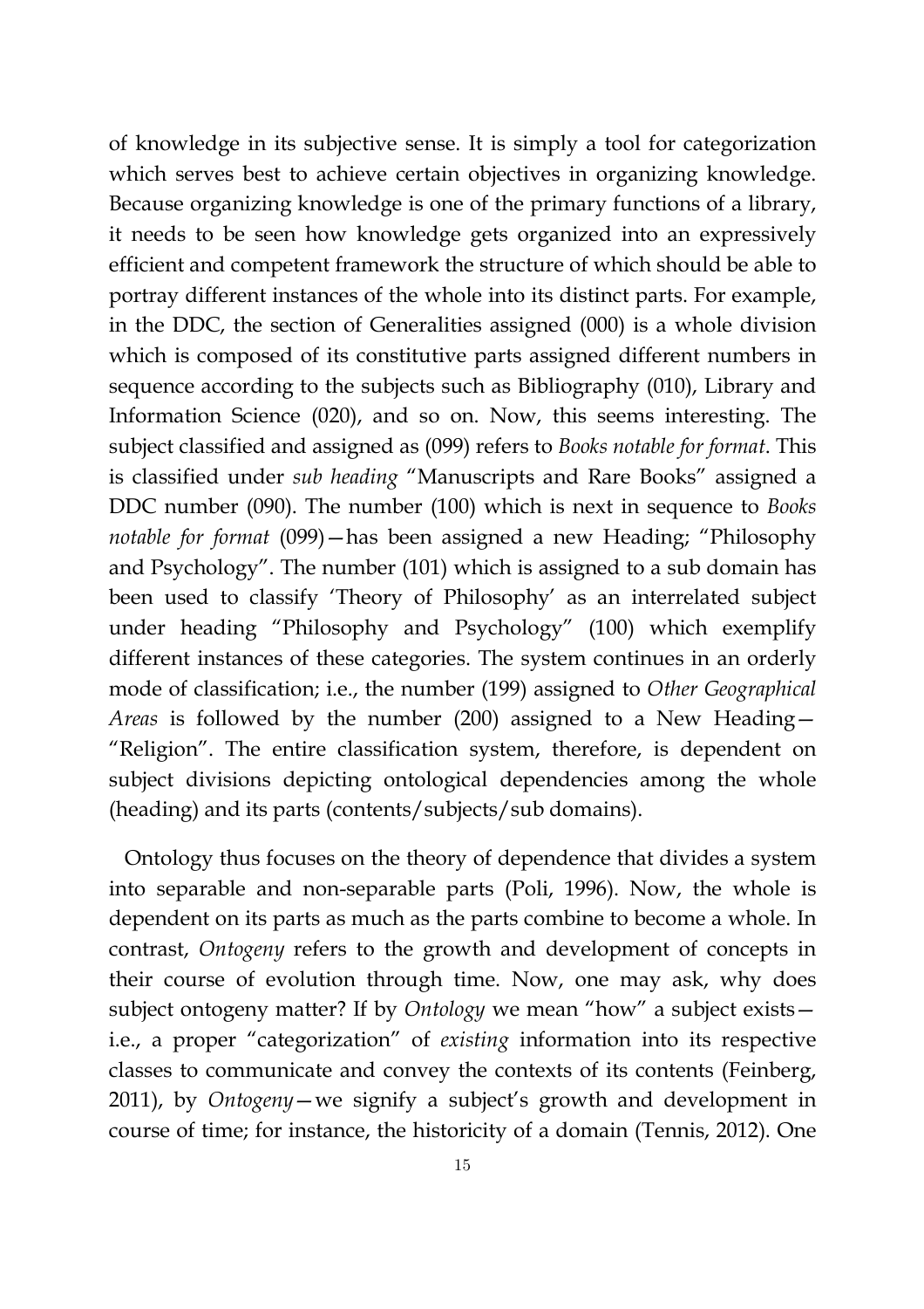of knowledge in its subjective sense. It is simply a tool for categorization which serves best to achieve certain objectives in organizing knowledge. Because organizing knowledge is one of the primary functions of a library, it needs to be seen how knowledge gets organized into an expressively efficient and competent framework the structure of which should be able to portray different instances of the whole into its distinct parts. For example, in the DDC, the section of Generalities assigned (000) is a whole division which is composed of its constitutive parts assigned different numbers in sequence according to the subjects such as Bibliography (010), Library and Information Science (020), and so on. Now, this seems interesting. The subject classified and assigned as (099) refers to *Books notable for format*. This is classified under *sub heading* "Manuscripts and Rare Books" assigned a DDC number (090). The number (100) which is next in sequence to *Books notable for format* (099)—has been assigned a new Heading; "Philosophy and Psychology". The number (101) which is assigned to a sub domain has been used to classify 'Theory of Philosophy' as an interrelated subject under heading "Philosophy and Psychology" (100) which exemplify different instances of these categories. The system continues in an orderly mode of classification; i.e., the number (199) assigned to *Other Geographical Areas* is followed by the number (200) assigned to a New Heading—"Religion". The entire classification system, therefore, is dependent on subject divisions depicting ontological dependencies among the whole (heading) and its parts (contents/subjects/sub domains).

Ontology thus focuses on the theory of dependence that divides a system into separable and non-separable parts (Poli, 1996). Now, the whole is dependent on its parts as much as the parts combine to become a whole. In contrast, *Ontogeny* refers to the growth and development of concepts in their course of evolution through time. Now, one may ask, why does subject ontogeny matter? If by *Ontology* we mean "how" a subject exists—i.e., a proper "categorization" of *existing* information into its respective classes to communicate and convey the contexts of its contents (Feinberg, 2011), by *Ontogeny*—we signify a subject's growth and development in course of time; for instance, the historicity of a domain (Tennis, 2012). One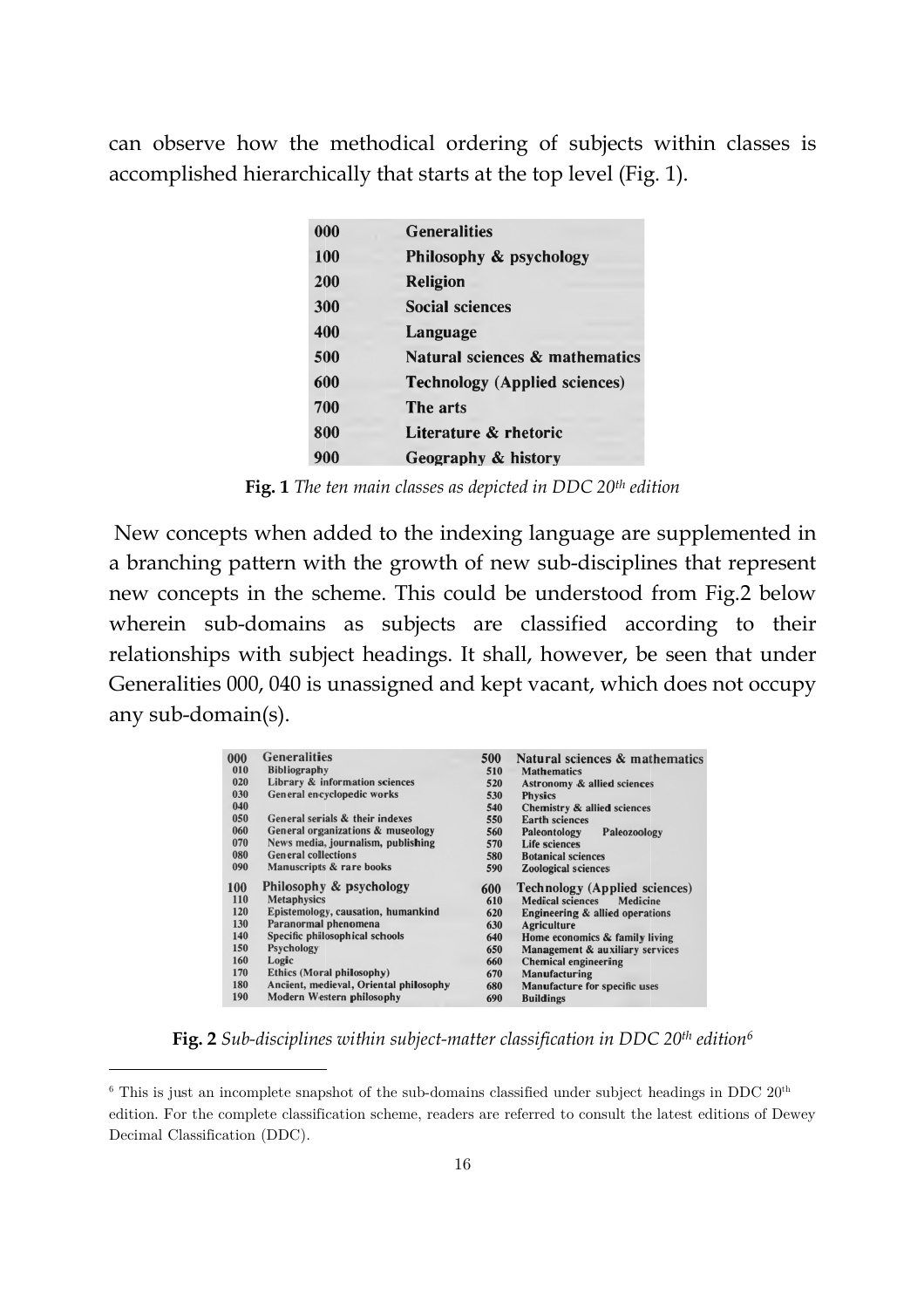can observe how the methodical ordering of subjects within classes is accomplished hierarchically that starts at the top level (Fig. 1).

| | |
|---|---|
| 000 | Generalities |
| 100 | Philosophy & psychology |
| 200 | Religion |
| 300 | Social sciences |
| 400 | Language |
| 500 | Natural sciences & mathematics |
| 600 | Technology (Applied sciences) |
| 700 | The arts |
| 800 | Literature & rhetoric |
| 900 | Geography & history |

**Fig. 1** *The ten main classes as depicted in DDC 20th edition*

New concepts when added to the indexing language are supplemented in a branching pattern with the growth of new sub-disciplines that represent new concepts in the scheme. This could be understood from Fig.2 below wherein sub-domains as subjects are classified according to their relationships with subject headings. It shall, however, be seen that under Generalities 000, 040 is unassigned and kept vacant, which does not occupy any sub-domain(s).

| | | | |
|---|---|---|---|
| 000 | Generalities | 500 | Natural sciences & mathematics |
| 010 | Bibliography | 510 | Mathematics |
| 020 | Library & information sciences | 520 | Astronomy & allied sciences |
| 030 | General encyclopedic works | 530 | Physics |
| 040 | | 540 | Chemistry & allied sciences |
| 050 | General serials & their indexes | 550 | Earth sciences |
| 060 | General organizations & museology | 560 | Paleontology Paleozoology |
| 070 | News media, journalism, publishing | 570 | Life sciences |
| 080 | General collections | 580 | Botanical sciences |
| 090 | Manuscripts & rare books | 590 | Zoological sciences |
| 100 | Philosophy & psychology | 600 | Technology (Applied sciences) |
| 110 | Metaphysics | 610 | Medical sciences Medicine |
| 120 | Epistemology, causation, humankind | 620 | Engineering & allied operations |
| 130 | Paranormal phenomena | 630 | Agriculture |
| 140 | Specific philosophical schools | 640 | Home economics & family living |
| 150 | Psychology | 650 | Management & auxiliary services |
| 160 | Logic | 660 | Chemical engineering |
| 170 | Ethics (Moral philosophy) | 670 | Manufacturing |
| 180 | Ancient, medieval, Oriental philosophy | 680 | Manufacture for specific uses |
| 190 | Modern Western philosophy | 690 | Buildings |

**Fig. 2** *Sub-disciplines within subject-matter classification in DDC 20th edition*[6]

[6] This is just an incomplete snapshot of the sub-domains classified under subject headings in DDC 20th edition. For the complete classification scheme, readers are referred to consult the latest editions of Dewey Decimal Classification (DDC).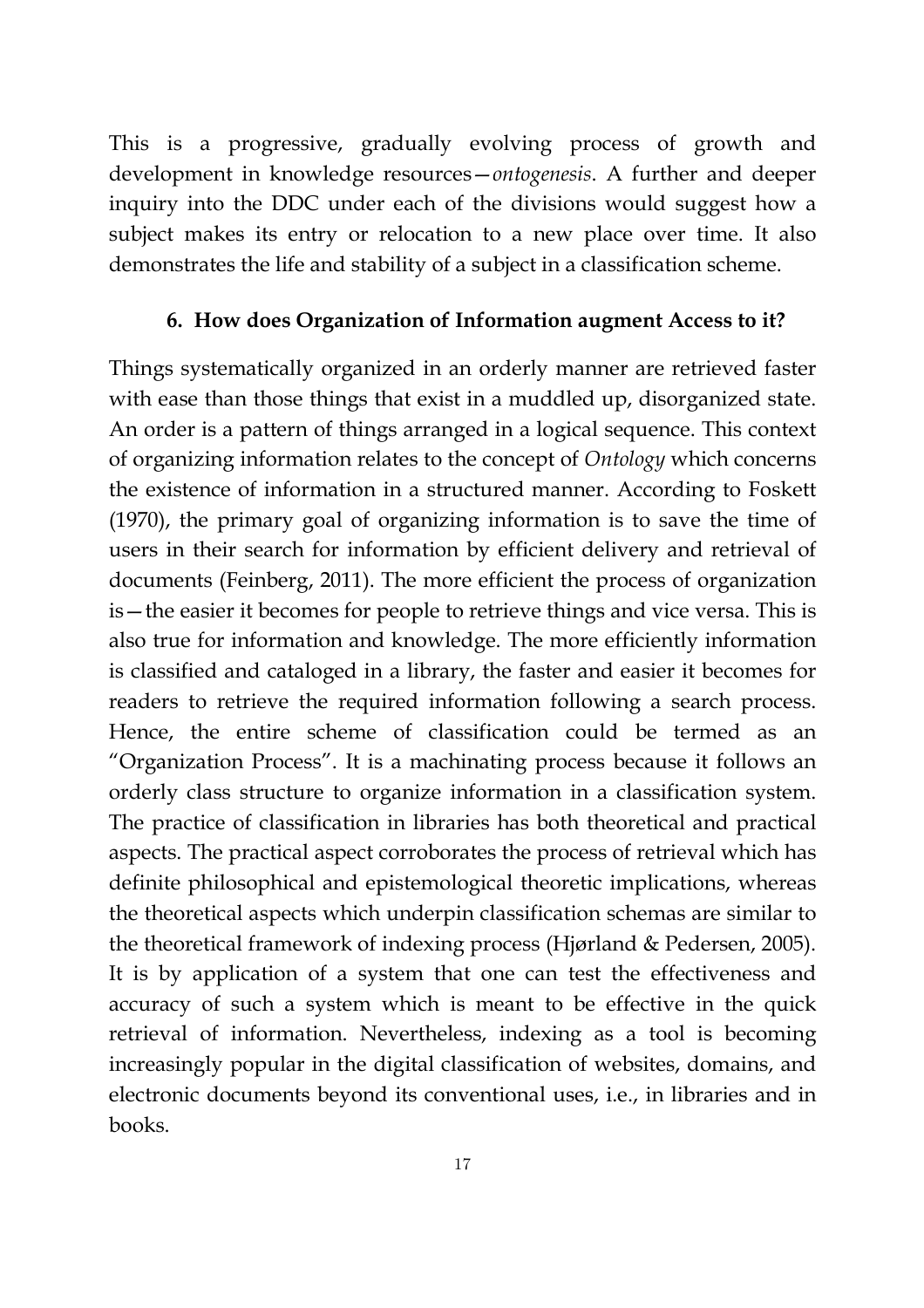This is a progressive, gradually evolving process of growth and development in knowledge resources—*ontogenesis*. A further and deeper inquiry into the DDC under each of the divisions would suggest how a subject makes its entry or relocation to a new place over time. It also demonstrates the life and stability of a subject in a classification scheme.

## 6. How does Organization of Information augment Access to it?

Things systematically organized in an orderly manner are retrieved faster with ease than those things that exist in a muddled up, disorganized state. An order is a pattern of things arranged in a logical sequence. This context of organizing information relates to the concept of *Ontology* which concerns the existence of information in a structured manner. According to Foskett (1970), the primary goal of organizing information is to save the time of users in their search for information by efficient delivery and retrieval of documents (Feinberg, 2011). The more efficient the process of organization is—the easier it becomes for people to retrieve things and vice versa. This is also true for information and knowledge. The more efficiently information is classified and cataloged in a library, the faster and easier it becomes for readers to retrieve the required information following a search process. Hence, the entire scheme of classification could be termed as an "Organization Process". It is a machinating process because it follows an orderly class structure to organize information in a classification system. The practice of classification in libraries has both theoretical and practical aspects. The practical aspect corroborates the process of retrieval which has definite philosophical and epistemological theoretic implications, whereas the theoretical aspects which underpin classification schemas are similar to the theoretical framework of indexing process (Hjørland & Pedersen, 2005). It is by application of a system that one can test the effectiveness and accuracy of such a system which is meant to be effective in the quick retrieval of information. Nevertheless, indexing as a tool is becoming increasingly popular in the digital classification of websites, domains, and electronic documents beyond its conventional uses, i.e., in libraries and in books.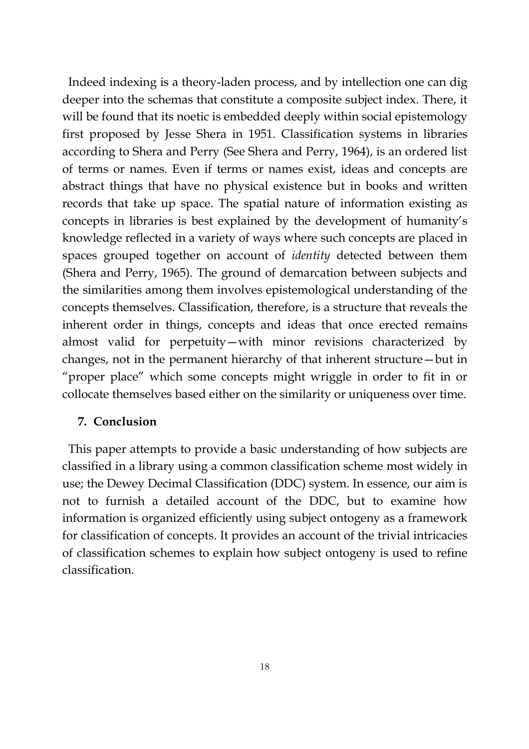Indeed indexing is a theory-laden process, and by intellection one can dig deeper into the schemas that constitute a composite subject index. There, it will be found that its noetic is embedded deeply within social epistemology first proposed by Jesse Shera in 1951. Classification systems in libraries according to Shera and Perry (See Shera and Perry, 1964), is an ordered list of terms or names. Even if terms or names exist, ideas and concepts are abstract things that have no physical existence but in books and written records that take up space. The spatial nature of information existing as concepts in libraries is best explained by the development of humanity's knowledge reflected in a variety of ways where such concepts are placed in spaces grouped together on account of *identity* detected between them (Shera and Perry, 1965). The ground of demarcation between subjects and the similarities among them involves epistemological understanding of the concepts themselves. Classification, therefore, is a structure that reveals the inherent order in things, concepts and ideas that once erected remains almost valid for perpetuity—with minor revisions characterized by changes, not in the permanent hierarchy of that inherent structure—but in "proper place" which some concepts might wriggle in order to fit in or collocate themselves based either on the similarity or uniqueness over time.

## 7. Conclusion

This paper attempts to provide a basic understanding of how subjects are classified in a library using a common classification scheme most widely in use; the Dewey Decimal Classification (DDC) system. In essence, our aim is not to furnish a detailed account of the DDC, but to examine how information is organized efficiently using subject ontogeny as a framework for classification of concepts. It provides an account of the trivial intricacies of classification schemes to explain how subject ontogeny is used to refine classification.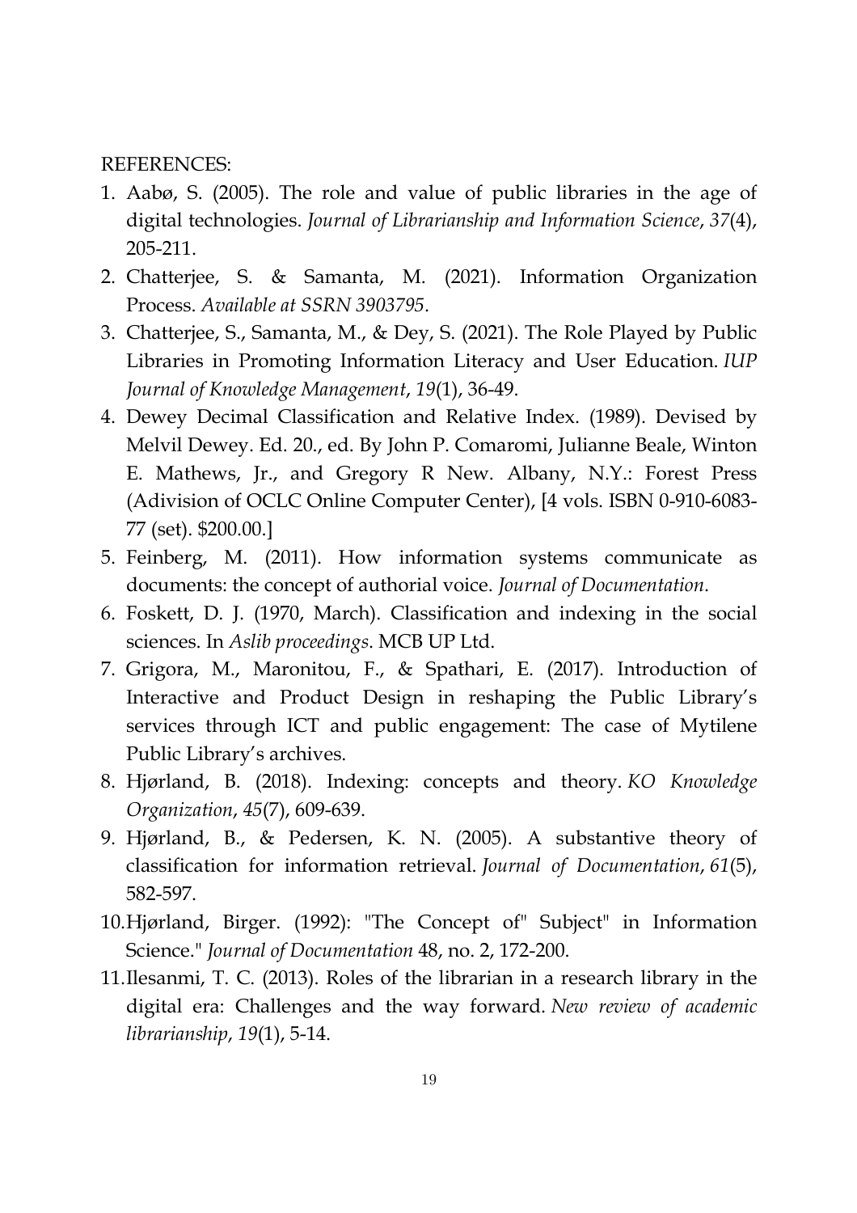REFERENCES:

1. Aabø, S. (2005). The role and value of public libraries in the age of digital technologies. *Journal of Librarianship and Information Science*, *37*(4), 205-211.
2. Chatterjee, S. & Samanta, M. (2021). Information Organization Process. *Available at SSRN 3903795*.
3. Chatterjee, S., Samanta, M., & Dey, S. (2021). The Role Played by Public Libraries in Promoting Information Literacy and User Education. *IUP Journal of Knowledge Management*, *19*(1), 36-49.
4. Dewey Decimal Classification and Relative Index. (1989). Devised by Melvil Dewey. Ed. 20., ed. By John P. Comaromi, Julianne Beale, Winton E. Mathews, Jr., and Gregory R New. Albany, N.Y.: Forest Press (Adivision of OCLC Online Computer Center), [4 vols. ISBN 0-910-6083-77 (set). $200.00.]
5. Feinberg, M. (2011). How information systems communicate as documents: the concept of authorial voice. *Journal of Documentation*.
6. Foskett, D. J. (1970, March). Classification and indexing in the social sciences. In *Aslib proceedings*. MCB UP Ltd.
7. Grigora, M., Maronitou, F., & Spathari, E. (2017). Introduction of Interactive and Product Design in reshaping the Public Library's services through ICT and public engagement: The case of Mytilene Public Library's archives.
8. Hjørland, B. (2018). Indexing: concepts and theory. *KO Knowledge Organization*, *45*(7), 609-639.
9. Hjørland, B., & Pedersen, K. N. (2005). A substantive theory of classification for information retrieval. *Journal of Documentation*, *61*(5), 582-597.
10. Hjørland, Birger. (1992): "The Concept of" Subject" in Information Science." *Journal of Documentation* 48, no. 2, 172-200.
11. Ilesanmi, T. C. (2013). Roles of the librarian in a research library in the digital era: Challenges and the way forward. *New review of academic librarianship*, *19*(1), 5-14.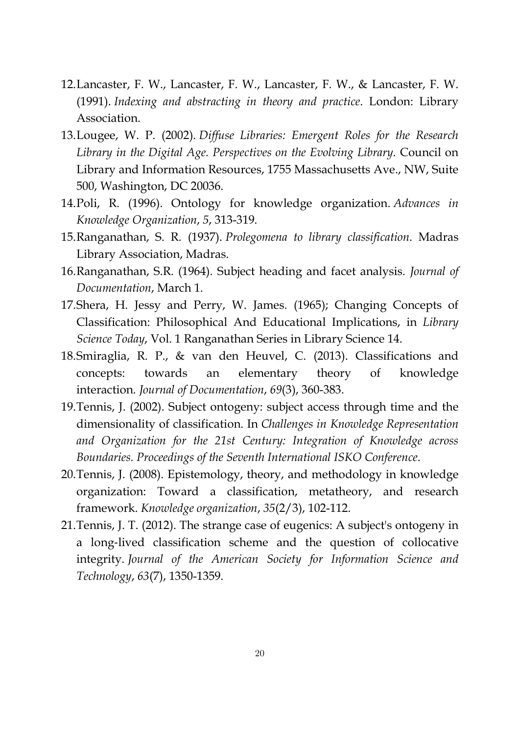12. Lancaster, F. W., Lancaster, F. W., Lancaster, F. W., & Lancaster, F. W. (1991). *Indexing and abstracting in theory and practice*. London: Library Association.
13. Lougee, W. P. (2002). *Diffuse Libraries: Emergent Roles for the Research Library in the Digital Age. Perspectives on the Evolving Library*. Council on Library and Information Resources, 1755 Massachusetts Ave., NW, Suite 500, Washington, DC 20036.
14. Poli, R. (1996). Ontology for knowledge organization. *Advances in Knowledge Organization*, *5*, 313-319.
15. Ranganathan, S. R. (1937). *Prolegomena to library classification*. Madras Library Association, Madras.
16. Ranganathan, S.R. (1964). Subject heading and facet analysis. *Journal of Documentation*, March 1.
17. Shera, H. Jessy and Perry, W. James. (1965); Changing Concepts of Classification: Philosophical And Educational Implications, in *Library Science Today*, Vol. 1 Ranganathan Series in Library Science 14.
18. Smiraglia, R. P., & van den Heuvel, C. (2013). Classifications and concepts: towards an elementary theory of knowledge interaction. *Journal of Documentation*, *69*(3), 360-383.
19. Tennis, J. (2002). Subject ontogeny: subject access through time and the dimensionality of classification. In *Challenges in Knowledge Representation and Organization for the 21st Century: Integration of Knowledge across Boundaries. Proceedings of the Seventh International ISKO Conference*.
20. Tennis, J. (2008). Epistemology, theory, and methodology in knowledge organization: Toward a classification, metatheory, and research framework. *Knowledge organization*, *35*(2/3), 102-112.
21. Tennis, J. T. (2012). The strange case of eugenics: A subject's ontogeny in a long-lived classification scheme and the question of collocative integrity. *Journal of the American Society for Information Science and Technology*, *63*(7), 1350-1359.